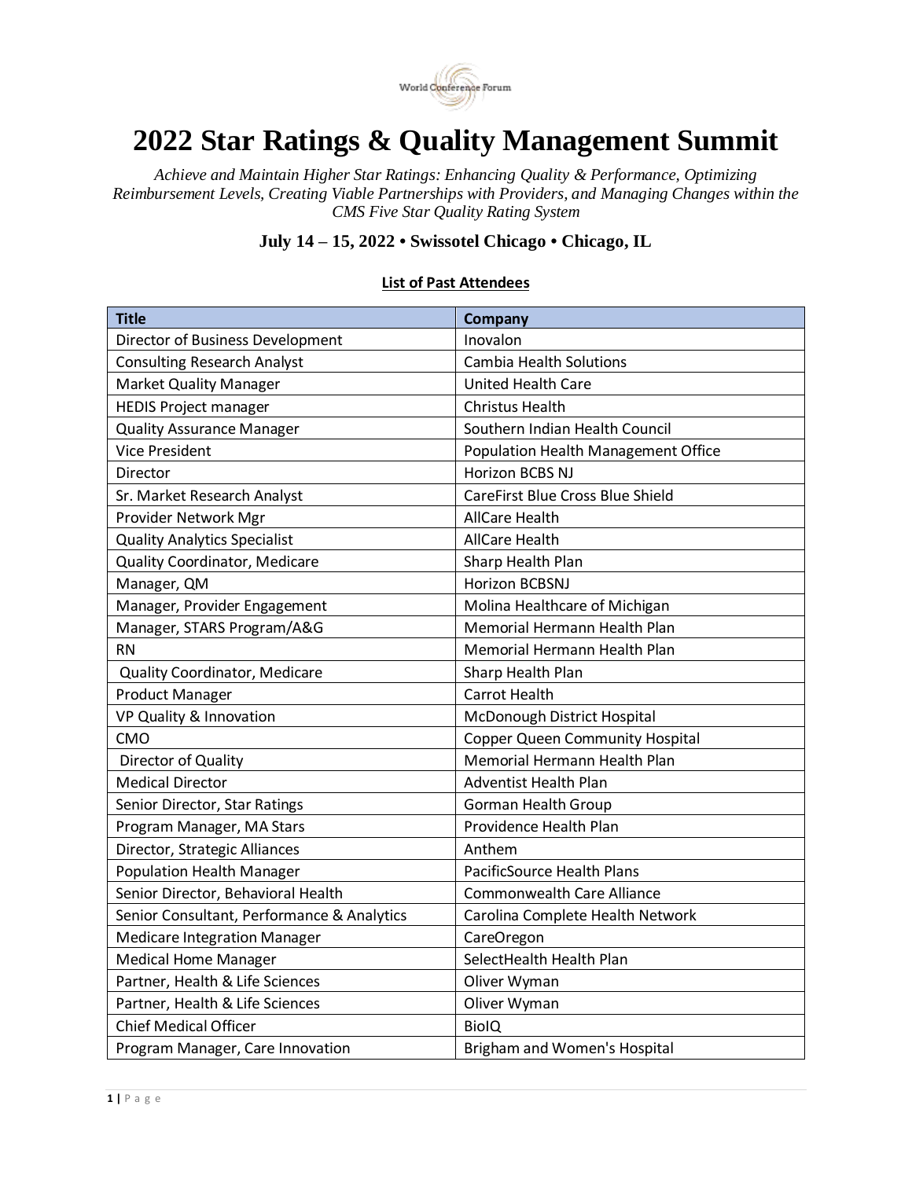World Conference Forum

# 2022 Star Ratings & Quality Management Summit

*Achieve and Maintain Higher Star Ratings: Enhancing Quality & Performance, Optimizing Reimbursement Levels, Creating Viable Partnerships with Providers, and Managing Changes within the CMS Five Star Quality Rating System*

### July 14 – 15, 2022 • Swissotel Chicago • Chicago, IL

**List of Past Attendees**

| Title | Company |
|---|---|
| Director of Business Development | Inovalon |
| Consulting Research Analyst | Cambia Health Solutions |
| Market Quality Manager | United Health Care |
| HEDIS Project manager | Christus Health |
| Quality Assurance Manager | Southern Indian Health Council |
| Vice President | Population Health Management Office |
| Director | Horizon BCBS NJ |
| Sr. Market Research Analyst | CareFirst Blue Cross Blue Shield |
| Provider Network Mgr | AllCare Health |
| Quality Analytics Specialist | AllCare Health |
| Quality Coordinator, Medicare | Sharp Health Plan |
| Manager, QM | Horizon BCBSNJ |
| Manager, Provider Engagement | Molina Healthcare of Michigan |
| Manager, STARS Program/A&G | Memorial Hermann Health Plan |
| RN | Memorial Hermann Health Plan |
| Quality Coordinator, Medicare | Sharp Health Plan |
| Product Manager | Carrot Health |
| VP Quality & Innovation | McDonough District Hospital |
| CMO | Copper Queen Community Hospital |
| Director of Quality | Memorial Hermann Health Plan |
| Medical Director | Adventist Health Plan |
| Senior Director, Star Ratings | Gorman Health Group |
| Program Manager, MA Stars | Providence Health Plan |
| Director, Strategic Alliances | Anthem |
| Population Health Manager | PacificSource Health Plans |
| Senior Director, Behavioral Health | Commonwealth Care Alliance |
| Senior Consultant, Performance & Analytics | Carolina Complete Health Network |
| Medicare Integration Manager | CareOregon |
| Medical Home Manager | SelectHealth Health Plan |
| Partner, Health & Life Sciences | Oliver Wyman |
| Partner, Health & Life Sciences | Oliver Wyman |
| Chief Medical Officer | BioIQ |
| Program Manager, Care Innovation | Brigham and Women's Hospital |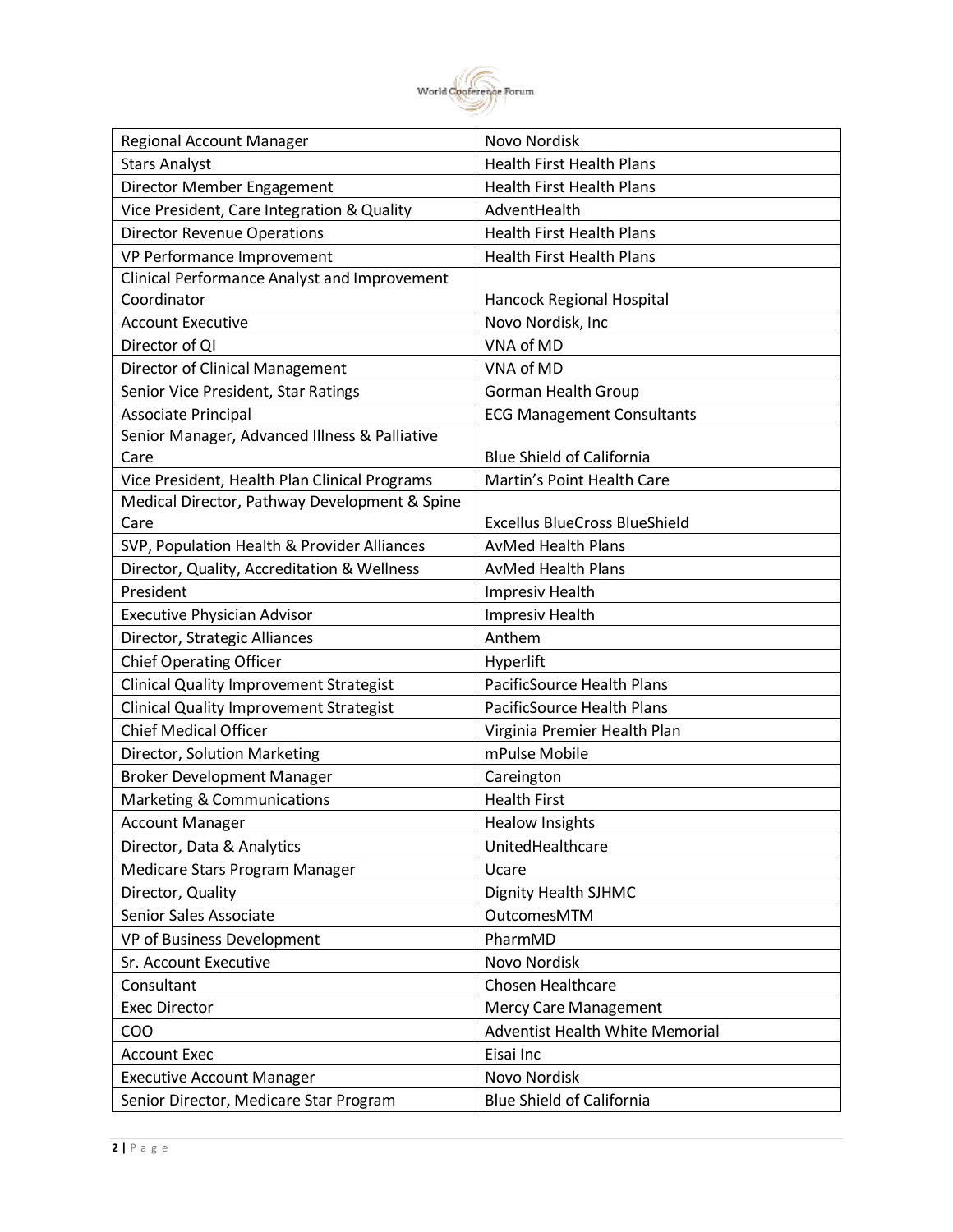| Regional Account Manager | Novo Nordisk |
|---|---|
| Stars Analyst | Health First Health Plans |
| Director Member Engagement | Health First Health Plans |
| Vice President, Care Integration & Quality | AdventHealth |
| Director Revenue Operations | Health First Health Plans |
| VP Performance Improvement | Health First Health Plans |
| Clinical Performance Analyst and Improvement Coordinator | Hancock Regional Hospital |
| Account Executive | Novo Nordisk, Inc |
| Director of QI | VNA of MD |
| Director of Clinical Management | VNA of MD |
| Senior Vice President, Star Ratings | Gorman Health Group |
| Associate Principal | ECG Management Consultants |
| Senior Manager, Advanced Illness & Palliative Care | Blue Shield of California |
| Vice President, Health Plan Clinical Programs | Martin's Point Health Care |
| Medical Director, Pathway Development & Spine Care | Excellus BlueCross BlueShield |
| SVP, Population Health & Provider Alliances | AvMed Health Plans |
| Director, Quality, Accreditation & Wellness | AvMed Health Plans |
| President | Impresiv Health |
| Executive Physician Advisor | Impresiv Health |
| Director, Strategic Alliances | Anthem |
| Chief Operating Officer | Hyperlift |
| Clinical Quality Improvement Strategist | PacificSource Health Plans |
| Clinical Quality Improvement Strategist | PacificSource Health Plans |
| Chief Medical Officer | Virginia Premier Health Plan |
| Director, Solution Marketing | mPulse Mobile |
| Broker Development Manager | Careington |
| Marketing & Communications | Health First |
| Account Manager | Healow Insights |
| Director, Data & Analytics | UnitedHealthcare |
| Medicare Stars Program Manager | Ucare |
| Director, Quality | Dignity Health SJHMC |
| Senior Sales Associate | OutcomesMTM |
| VP of Business Development | PharmMD |
| Sr. Account Executive | Novo Nordisk |
| Consultant | Chosen Healthcare |
| Exec Director | Mercy Care Management |
| COO | Adventist Health White Memorial |
| Account Exec | Eisai Inc |
| Executive Account Manager | Novo Nordisk |
| Senior Director, Medicare Star Program | Blue Shield of California |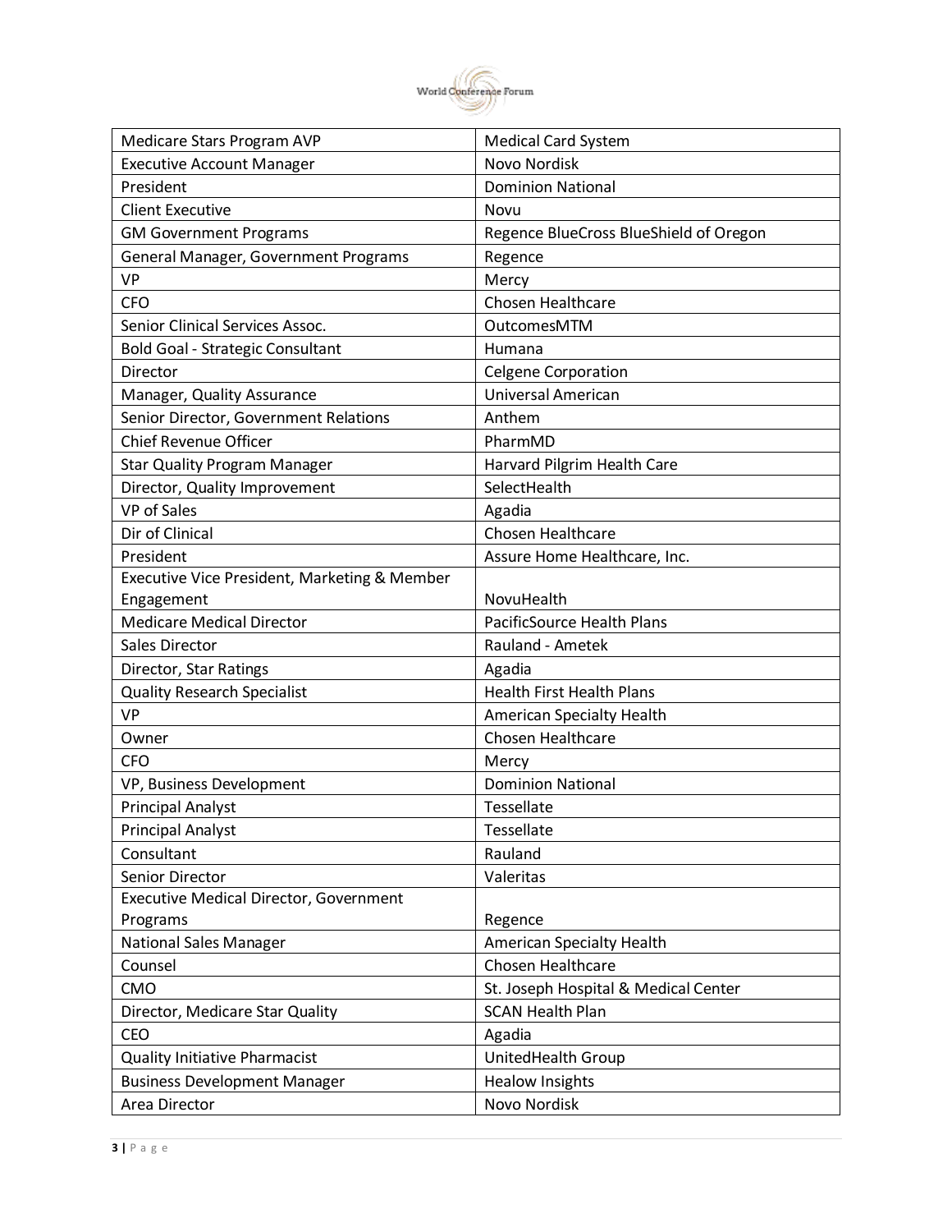| Medicare Stars Program AVP | Medical Card System |
| --- | --- |
| Executive Account Manager | Novo Nordisk |
| President | Dominion National |
| Client Executive | Novu |
| GM Government Programs | Regence BlueCross BlueShield of Oregon |
| General Manager, Government Programs | Regence |
| VP | Mercy |
| CFO | Chosen Healthcare |
| Senior Clinical Services Assoc. | OutcomesMTM |
| Bold Goal - Strategic Consultant | Humana |
| Director | Celgene Corporation |
| Manager, Quality Assurance | Universal American |
| Senior Director, Government Relations | Anthem |
| Chief Revenue Officer | PharmMD |
| Star Quality Program Manager | Harvard Pilgrim Health Care |
| Director, Quality Improvement | SelectHealth |
| VP of Sales | Agadia |
| Dir of Clinical | Chosen Healthcare |
| President | Assure Home Healthcare, Inc. |
| Executive Vice President, Marketing & Member Engagement | NovuHealth |
| Medicare Medical Director | PacificSource Health Plans |
| Sales Director | Rauland - Ametek |
| Director, Star Ratings | Agadia |
| Quality Research Specialist | Health First Health Plans |
| VP | American Specialty Health |
| Owner | Chosen Healthcare |
| CFO | Mercy |
| VP, Business Development | Dominion National |
| Principal Analyst | Tessellate |
| Principal Analyst | Tessellate |
| Consultant | Rauland |
| Senior Director | Valeritas |
| Executive Medical Director, Government Programs | Regence |
| National Sales Manager | American Specialty Health |
| Counsel | Chosen Healthcare |
| CMO | St. Joseph Hospital & Medical Center |
| Director, Medicare Star Quality | SCAN Health Plan |
| CEO | Agadia |
| Quality Initiative Pharmacist | UnitedHealth Group |
| Business Development Manager | Healow Insights |
| Area Director | Novo Nordisk |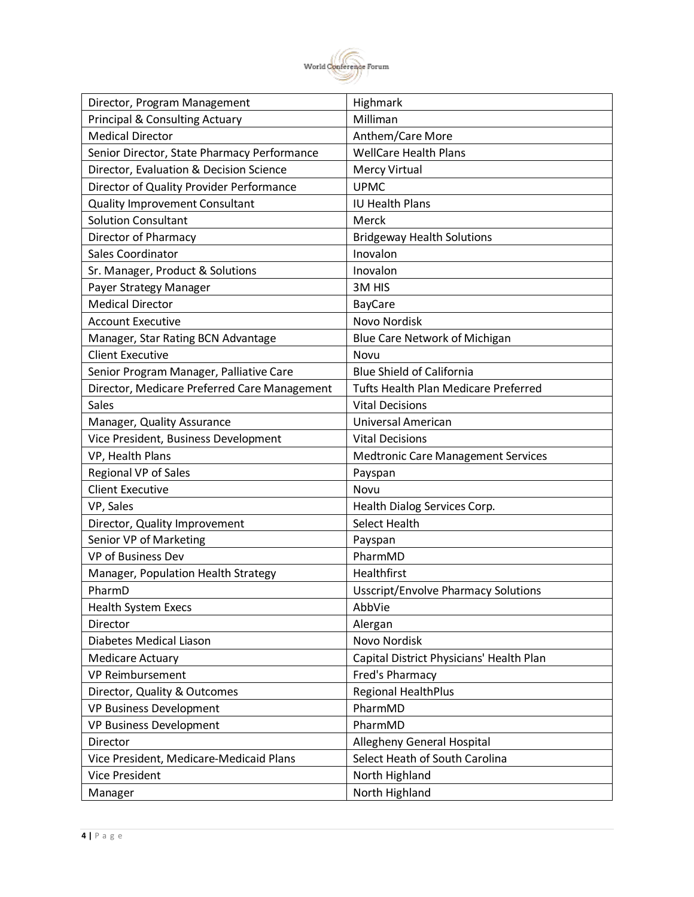| Director, Program Management | Highmark |
|---|---|
| Principal & Consulting Actuary | Milliman |
| Medical Director | Anthem/Care More |
| Senior Director, State Pharmacy Performance | WellCare Health Plans |
| Director, Evaluation & Decision Science | Mercy Virtual |
| Director of Quality Provider Performance | UPMC |
| Quality Improvement Consultant | IU Health Plans |
| Solution Consultant | Merck |
| Director of Pharmacy | Bridgeway Health Solutions |
| Sales Coordinator | Inovalon |
| Sr. Manager, Product & Solutions | Inovalon |
| Payer Strategy Manager | 3M HIS |
| Medical Director | BayCare |
| Account Executive | Novo Nordisk |
| Manager, Star Rating BCN Advantage | Blue Care Network of Michigan |
| Client Executive | Novu |
| Senior Program Manager, Palliative Care | Blue Shield of California |
| Director, Medicare Preferred Care Management | Tufts Health Plan Medicare Preferred |
| Sales | Vital Decisions |
| Manager, Quality Assurance | Universal American |
| Vice President, Business Development | Vital Decisions |
| VP, Health Plans | Medtronic Care Management Services |
| Regional VP of Sales | Payspan |
| Client Executive | Novu |
| VP, Sales | Health Dialog Services Corp. |
| Director, Quality Improvement | Select Health |
| Senior VP of Marketing | Payspan |
| VP of Business Dev | PharmMD |
| Manager, Population Health Strategy | Healthfirst |
| PharmD | Usscript/Envolve Pharmacy Solutions |
| Health System Execs | AbbVie |
| Director | Alergan |
| Diabetes Medical Liason | Novo Nordisk |
| Medicare Actuary | Capital District Physicians' Health Plan |
| VP Reimbursement | Fred's Pharmacy |
| Director, Quality & Outcomes | Regional HealthPlus |
| VP Business Development | PharmMD |
| VP Business Development | PharmMD |
| Director | Allegheny General Hospital |
| Vice President, Medicare-Medicaid Plans | Select Heath of South Carolina |
| Vice President | North Highland |
| Manager | North Highland |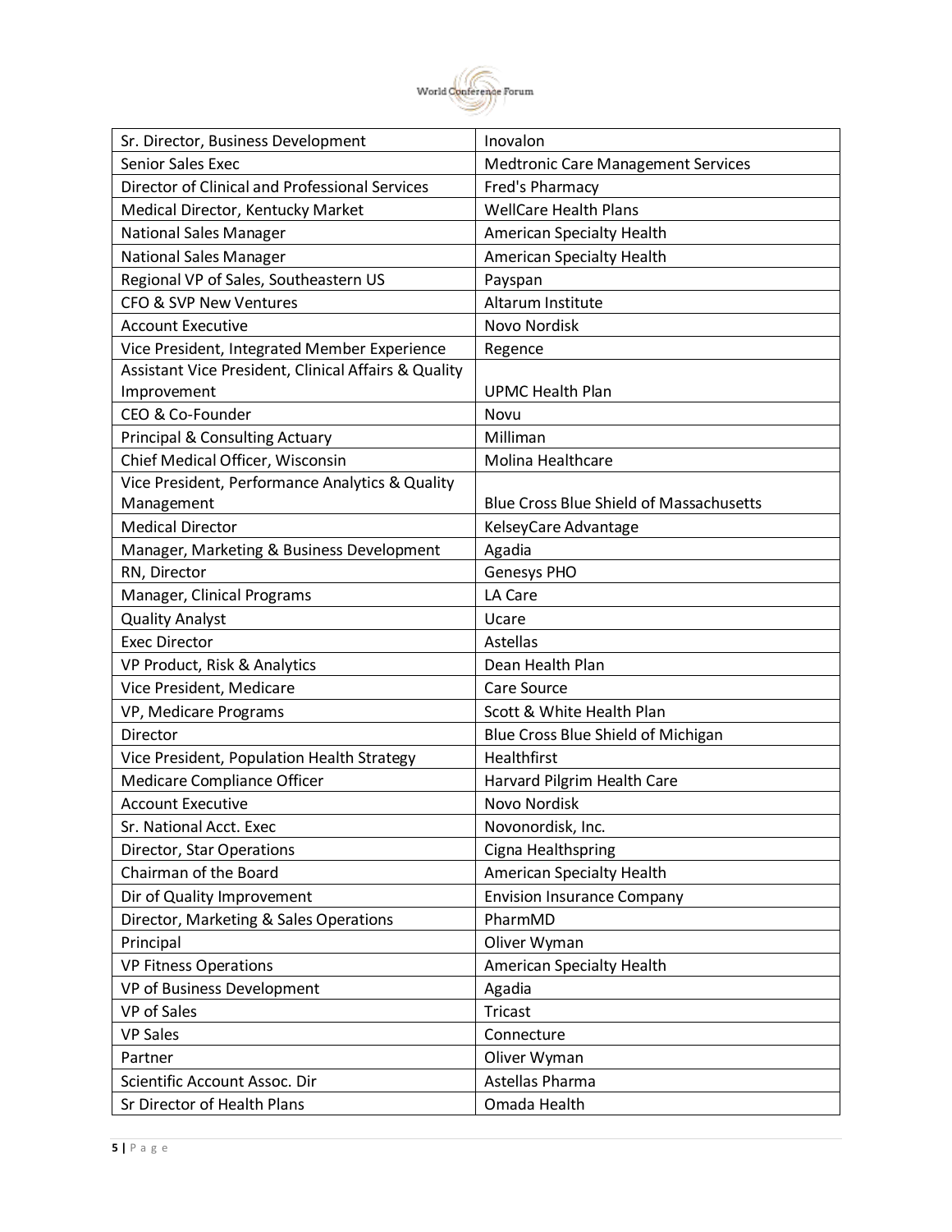| | |
|---|---|
| Sr. Director, Business Development | Inovalon |
| Senior Sales Exec | Medtronic Care Management Services |
| Director of Clinical and Professional Services | Fred's Pharmacy |
| Medical Director, Kentucky Market | WellCare Health Plans |
| National Sales Manager | American Specialty Health |
| National Sales Manager | American Specialty Health |
| Regional VP of Sales, Southeastern US | Payspan |
| CFO & SVP New Ventures | Altarum Institute |
| Account Executive | Novo Nordisk |
| Vice President, Integrated Member Experience | Regence |
| Assistant Vice President, Clinical Affairs & Quality Improvement | UPMC Health Plan |
| CEO & Co-Founder | Novu |
| Principal & Consulting Actuary | Milliman |
| Chief Medical Officer, Wisconsin | Molina Healthcare |
| Vice President, Performance Analytics & Quality Management | Blue Cross Blue Shield of Massachusetts |
| Medical Director | KelseyCare Advantage |
| Manager, Marketing & Business Development | Agadia |
| RN, Director | Genesys PHO |
| Manager, Clinical Programs | LA Care |
| Quality Analyst | Ucare |
| Exec Director | Astellas |
| VP Product, Risk & Analytics | Dean Health Plan |
| Vice President, Medicare | Care Source |
| VP, Medicare Programs | Scott & White Health Plan |
| Director | Blue Cross Blue Shield of Michigan |
| Vice President, Population Health Strategy | Healthfirst |
| Medicare Compliance Officer | Harvard Pilgrim Health Care |
| Account Executive | Novo Nordisk |
| Sr. National Acct. Exec | Novonordisk, Inc. |
| Director, Star Operations | Cigna Healthspring |
| Chairman of the Board | American Specialty Health |
| Dir of Quality Improvement | Envision Insurance Company |
| Director, Marketing & Sales Operations | PharmMD |
| Principal | Oliver Wyman |
| VP Fitness Operations | American Specialty Health |
| VP of Business Development | Agadia |
| VP of Sales | Tricast |
| VP Sales | Connecture |
| Partner | Oliver Wyman |
| Scientific Account Assoc. Dir | Astellas Pharma |
| Sr Director of Health Plans | Omada Health |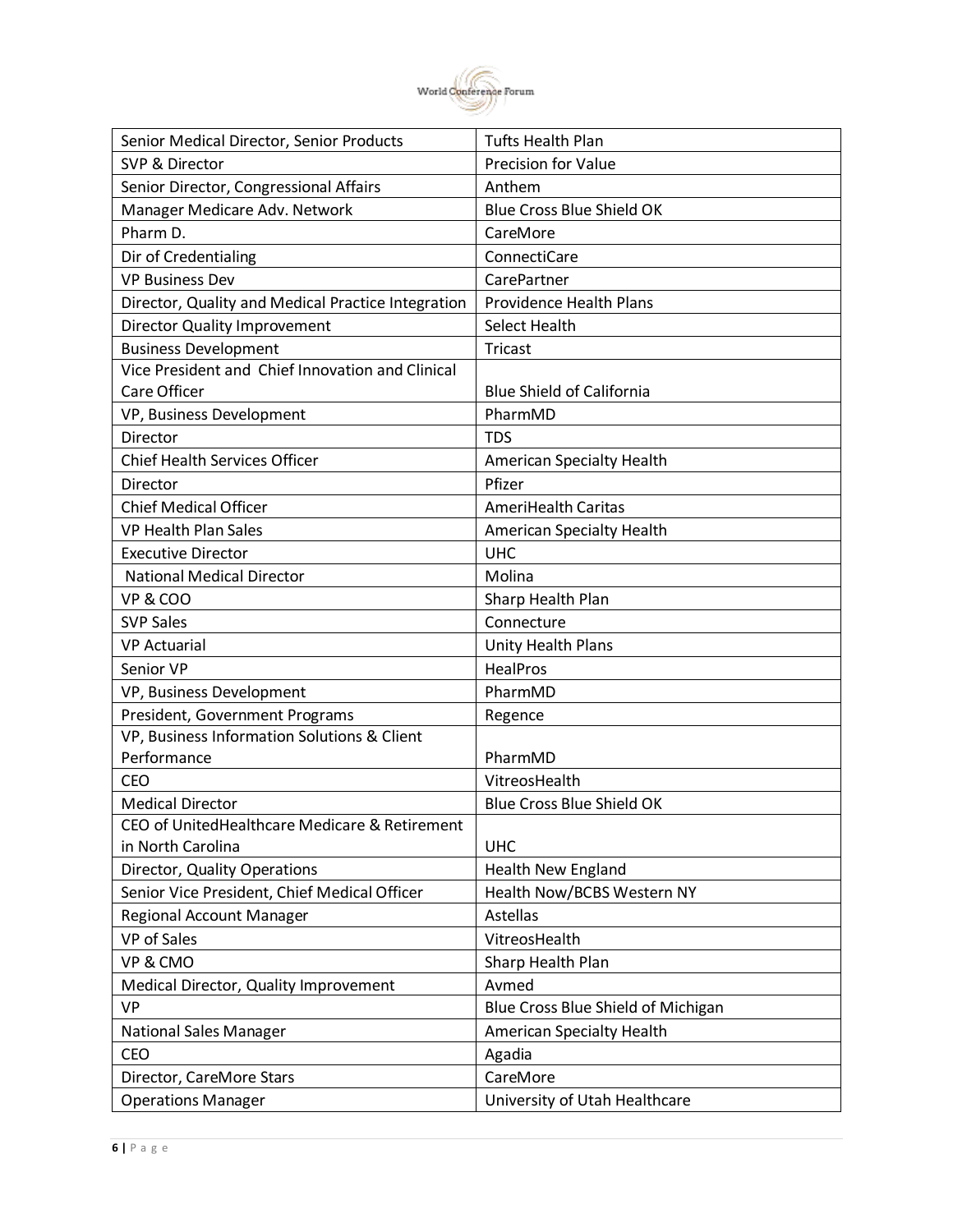| | |
|---|---|
| Senior Medical Director, Senior Products | Tufts Health Plan |
| SVP & Director | Precision for Value |
| Senior Director, Congressional Affairs | Anthem |
| Manager Medicare Adv. Network | Blue Cross Blue Shield OK |
| Pharm D. | CareMore |
| Dir of Credentialing | ConnectiCare |
| VP Business Dev | CarePartner |
| Director, Quality and Medical Practice Integration | Providence Health Plans |
| Director Quality Improvement | Select Health |
| Business Development | Tricast |
| Vice President and Chief Innovation and Clinical Care Officer | Blue Shield of California |
| VP, Business Development | PharmMD |
| Director | TDS |
| Chief Health Services Officer | American Specialty Health |
| Director | Pfizer |
| Chief Medical Officer | AmeriHealth Caritas |
| VP Health Plan Sales | American Specialty Health |
| Executive Director | UHC |
| National Medical Director | Molina |
| VP & COO | Sharp Health Plan |
| SVP Sales | Connecture |
| VP Actuarial | Unity Health Plans |
| Senior VP | HealPros |
| VP, Business Development | PharmMD |
| President, Government Programs | Regence |
| VP, Business Information Solutions & Client Performance | PharmMD |
| CEO | VitreosHealth |
| Medical Director | Blue Cross Blue Shield OK |
| CEO of UnitedHealthcare Medicare & Retirement in North Carolina | UHC |
| Director, Quality Operations | Health New England |
| Senior Vice President, Chief Medical Officer | Health Now/BCBS Western NY |
| Regional Account Manager | Astellas |
| VP of Sales | VitreosHealth |
| VP & CMO | Sharp Health Plan |
| Medical Director, Quality Improvement | Avmed |
| VP | Blue Cross Blue Shield of Michigan |
| National Sales Manager | American Specialty Health |
| CEO | Agadia |
| Director, CareMore Stars | CareMore |
| Operations Manager | University of Utah Healthcare |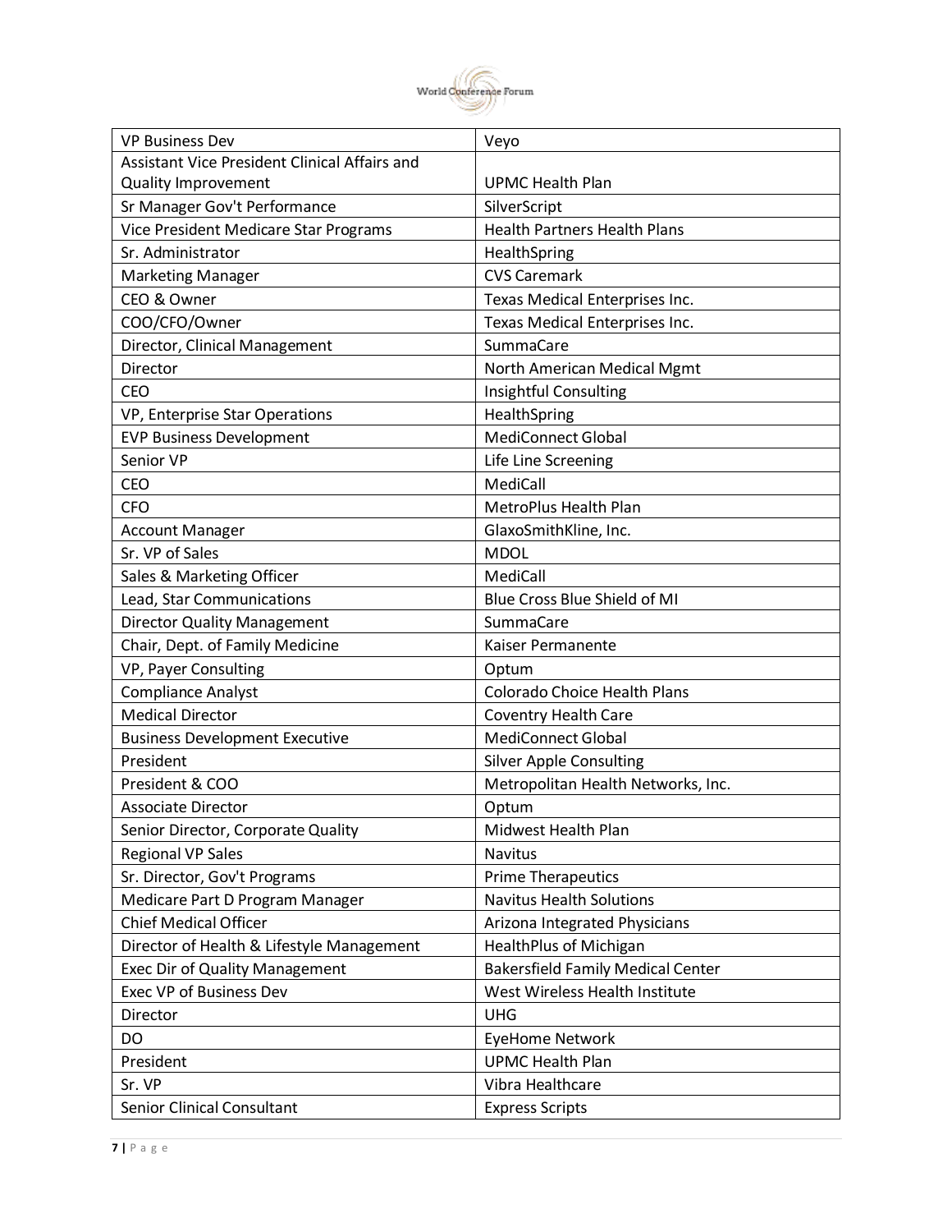| VP Business Dev | Veyo |
|---|---|
| Assistant Vice President Clinical Affairs and Quality Improvement | UPMC Health Plan |
| Sr Manager Gov't Performance | SilverScript |
| Vice President Medicare Star Programs | Health Partners Health Plans |
| Sr. Administrator | HealthSpring |
| Marketing Manager | CVS Caremark |
| CEO & Owner | Texas Medical Enterprises Inc. |
| COO/CFO/Owner | Texas Medical Enterprises Inc. |
| Director, Clinical Management | SummaCare |
| Director | North American Medical Mgmt |
| CEO | Insightful Consulting |
| VP, Enterprise Star Operations | HealthSpring |
| EVP Business Development | MediConnect Global |
| Senior VP | Life Line Screening |
| CEO | MediCall |
| CFO | MetroPlus Health Plan |
| Account Manager | GlaxoSmithKline, Inc. |
| Sr. VP of Sales | MDOL |
| Sales & Marketing Officer | MediCall |
| Lead, Star Communications | Blue Cross Blue Shield of MI |
| Director Quality Management | SummaCare |
| Chair, Dept. of Family Medicine | Kaiser Permanente |
| VP, Payer Consulting | Optum |
| Compliance Analyst | Colorado Choice Health Plans |
| Medical Director | Coventry Health Care |
| Business Development Executive | MediConnect Global |
| President | Silver Apple Consulting |
| President & COO | Metropolitan Health Networks, Inc. |
| Associate Director | Optum |
| Senior Director, Corporate Quality | Midwest Health Plan |
| Regional VP Sales | Navitus |
| Sr. Director, Gov't Programs | Prime Therapeutics |
| Medicare Part D Program Manager | Navitus Health Solutions |
| Chief Medical Officer | Arizona Integrated Physicians |
| Director of Health & Lifestyle Management | HealthPlus of Michigan |
| Exec Dir of Quality Management | Bakersfield Family Medical Center |
| Exec VP of Business Dev | West Wireless Health Institute |
| Director | UHG |
| DO | EyeHome Network |
| President | UPMC Health Plan |
| Sr. VP | Vibra Healthcare |
| Senior Clinical Consultant | Express Scripts |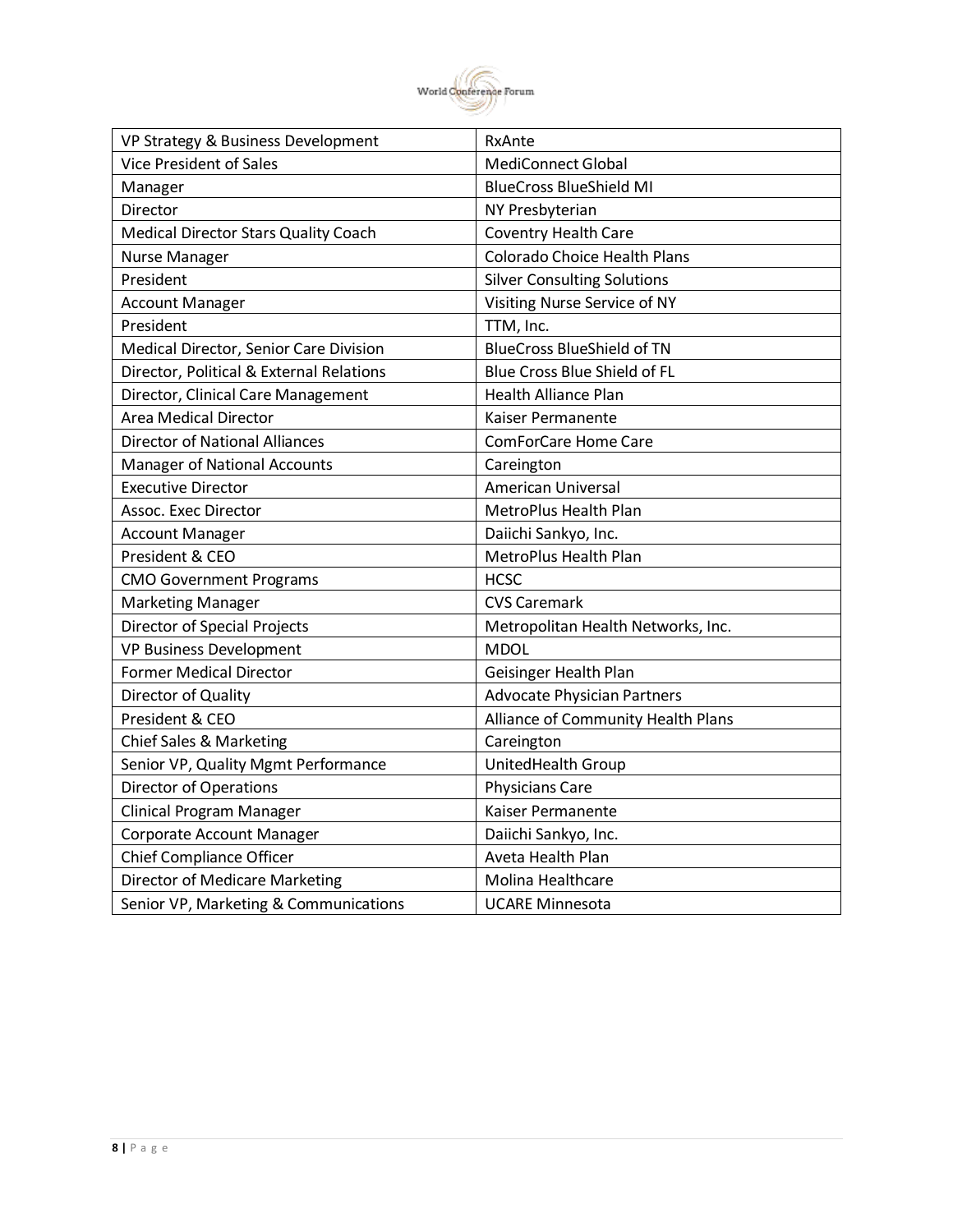| | |
|---|---|
| VP Strategy & Business Development | RxAnte |
| Vice President of Sales | MediConnect Global |
| Manager | BlueCross BlueShield MI |
| Director | NY Presbyterian |
| Medical Director Stars Quality Coach | Coventry Health Care |
| Nurse Manager | Colorado Choice Health Plans |
| President | Silver Consulting Solutions |
| Account Manager | Visiting Nurse Service of NY |
| President | TTM, Inc. |
| Medical Director, Senior Care Division | BlueCross BlueShield of TN |
| Director, Political & External Relations | Blue Cross Blue Shield of FL |
| Director, Clinical Care Management | Health Alliance Plan |
| Area Medical Director | Kaiser Permanente |
| Director of National Alliances | ComForCare Home Care |
| Manager of National Accounts | Careington |
| Executive Director | American Universal |
| Assoc. Exec Director | MetroPlus Health Plan |
| Account Manager | Daiichi Sankyo, Inc. |
| President & CEO | MetroPlus Health Plan |
| CMO Government Programs | HCSC |
| Marketing Manager | CVS Caremark |
| Director of Special Projects | Metropolitan Health Networks, Inc. |
| VP Business Development | MDOL |
| Former Medical Director | Geisinger Health Plan |
| Director of Quality | Advocate Physician Partners |
| President & CEO | Alliance of Community Health Plans |
| Chief Sales & Marketing | Careington |
| Senior VP, Quality Mgmt Performance | UnitedHealth Group |
| Director of Operations | Physicians Care |
| Clinical Program Manager | Kaiser Permanente |
| Corporate Account Manager | Daiichi Sankyo, Inc. |
| Chief Compliance Officer | Aveta Health Plan |
| Director of Medicare Marketing | Molina Healthcare |
| Senior VP, Marketing & Communications | UCARE Minnesota |